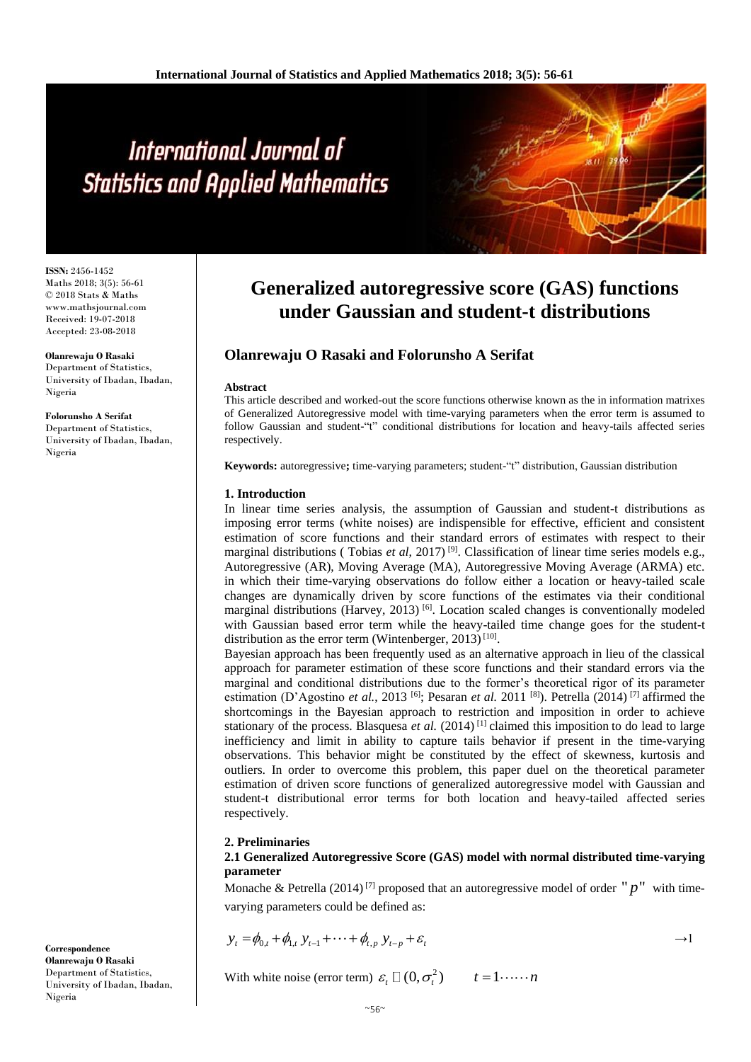# Generalized autoregressive score (GAS) functions under Gaussian and student-t distributions

**Olanrewaju O Rasaki and Folorunsho A Serifat**

ISSN: 2456-1452
Maths 2018; 3(5): 56-61
© 2018 Stats & Maths
www.mathsjournal.com
Received: 19-07-2018
Accepted: 23-08-2018

**Olanrewaju O Rasaki**
Department of Statistics, University of Ibadan, Ibadan, Nigeria

**Folorunsho A Serifat**
Department of Statistics, University of Ibadan, Ibadan, Nigeria

**Correspondence**
**Olanrewaju O Rasaki**
Department of Statistics, University of Ibadan, Ibadan, Nigeria

**Abstract**

This article described and worked-out the score functions otherwise known as the in information matrixes of Generalized Autoregressive model with time-varying parameters when the error term is assumed to follow Gaussian and student-"t" conditional distributions for location and heavy-tails affected series respectively.

**Keywords:** autoregressive**;** time-varying parameters; student-"t" distribution, Gaussian distribution

## 1. Introduction

In linear time series analysis, the assumption of Gaussian and student-t distributions as imposing error terms (white noises) are indispensible for effective, efficient and consistent estimation of score functions and their standard errors of estimates with respect to their marginal distributions ( Tobias *et al*, 2017) [9]. Classification of linear time series models e.g., Autoregressive (AR), Moving Average (MA), Autoregressive Moving Average (ARMA) etc. in which their time-varying observations do follow either a location or heavy-tailed scale changes are dynamically driven by score functions of the estimates via their conditional marginal distributions (Harvey, 2013) [6]. Location scaled changes is conventionally modeled with Gaussian based error term while the heavy-tailed time change goes for the student-t distribution as the error term (Wintenberger, 2013) [10].

Bayesian approach has been frequently used as an alternative approach in lieu of the classical approach for parameter estimation of these score functions and their standard errors via the marginal and conditional distributions due to the former's theoretical rigor of its parameter estimation (D'Agostino *et al.*, 2013 [6]; Pesaran *et al.* 2011 [8]). Petrella (2014) [7] affirmed the shortcomings in the Bayesian approach to restriction and imposition in order to achieve stationary of the process. Blasquesa *et al.* (2014) [1] claimed this imposition to do lead to large inefficiency and limit in ability to capture tails behavior if present in the time-varying observations. This behavior might be constituted by the effect of skewness, kurtosis and outliers. In order to overcome this problem, this paper duel on the theoretical parameter estimation of driven score functions of generalized autoregressive model with Gaussian and student-t distributional error terms for both location and heavy-tailed affected series respectively.

## 2. Preliminaries

### 2.1 Generalized Autoregressive Score (GAS) model with normal distributed time-varying parameter

Monache & Petrella (2014) [7] proposed that an autoregressive model of order "$p$" with time-varying parameters could be defined as:

$$y_t = \phi_{0,t} + \phi_{1,t}\, y_{t-1} + \cdots + \phi_{t,p}\, y_{t-p} + \varepsilon_t \qquad \to 1$$

With white noise (error term) $\varepsilon_t \sim (0, \sigma_t^2) \qquad t = 1 \cdots\cdots n$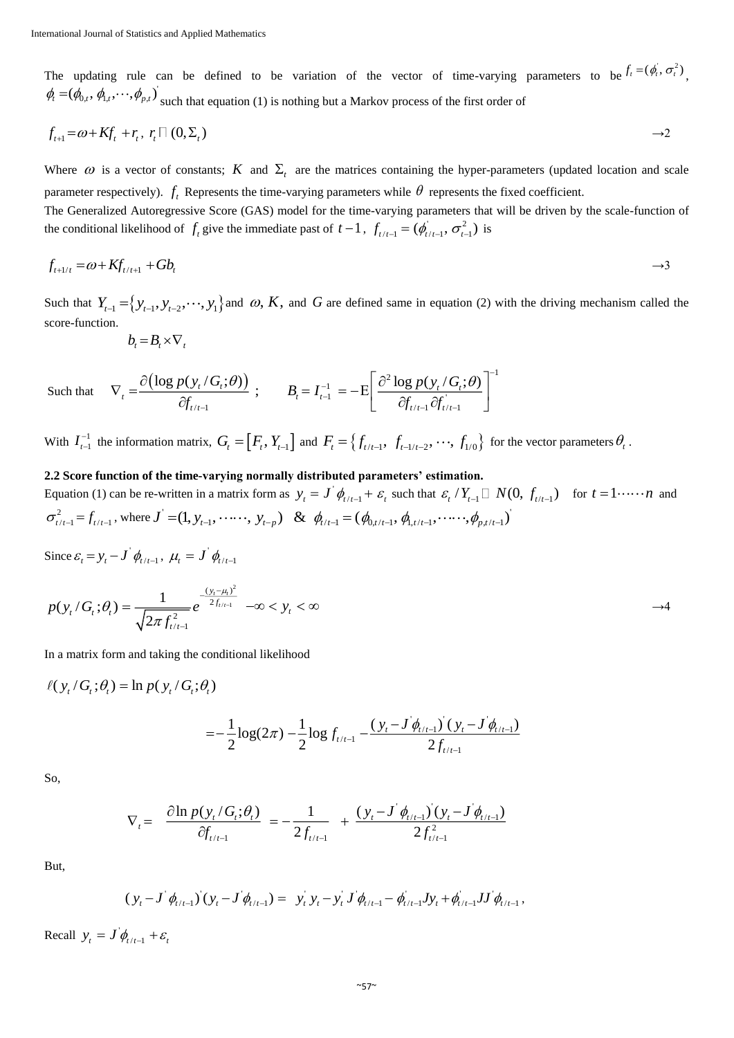The updating rule can be defined to be variation of the vector of time-varying parameters to be $f_t = (\phi_t', \sigma_t^2)$, $\phi_t = (\phi_{0,t}, \phi_{1,t}, \cdots, \phi_{p,t})'$ such that equation (1) is nothing but a Markov process of the first order of

$$f_{t+1} = \omega + K f_t + r_t, \; r_t \sim (0, \Sigma_t) \qquad \rightarrow 2$$

Where $\omega$ is a vector of constants; $K$ and $\Sigma_t$ are the matrices containing the hyper-parameters (updated location and scale parameter respectively). $f_t$ Represents the time-varying parameters while $\theta$ represents the fixed coefficient.

The Generalized Autoregressive Score (GAS) model for the time-varying parameters that will be driven by the scale-function of the conditional likelihood of $f_t$ give the immediate past of $t-1$, $f_{t/t-1} = (\phi_{t/t-1}', \sigma_{t-1}^2)$ is

$$f_{t+1/t} = \omega + K f_{t/t+1} + G b_t \qquad \rightarrow 3$$

Such that $Y_{t-1} = \{y_{t-1}, y_{t-2}, \cdots, y_1\}$ and $\omega, K,$ and $G$ are defined same in equation (2) with the driving mechanism called the score-function.

$$b_t = B_t \times \nabla_t$$

Such that $\nabla_t = \dfrac{\partial(\log p(y_t / G_t; \theta))}{\partial f_{t/t-1}}$; $\quad B_t = I_{t-1}^{-1} = -\mathrm{E}\left[\dfrac{\partial^2 \log p(y_t / G_t; \theta)}{\partial f_{t/t-1} \partial f_{t/t-1}'}\right]^{-1}$

With $I_{t-1}^{-1}$ the information matrix, $G_t = [F_t, Y_{t-1}]$ and $F_t = \{f_{t/t-1}, f_{t-1/t-2}, \cdots, f_{1/0}\}$ for the vector parameters $\theta_t$.

**2.2 Score function of the time-varying normally distributed parameters' estimation.**

Equation (1) can be re-written in a matrix form as $y_t = J' \phi_{t/t-1} + \varepsilon_t$ such that $\varepsilon_t / Y_{t-1} \sim N(0, f_{t/t-1})$ for $t = 1 \cdots\cdots n$ and $\sigma_{t/t-1}^2 = f_{t/t-1}$, where $J' = (1, y_{t-1}, \cdots\cdots, y_{t-p})$ & $\phi_{t/t-1} = (\phi_{0,t/t-1}, \phi_{1,t/t-1}, \cdots\cdots, \phi_{p,t/t-1})'$

Since $\varepsilon_t = y_t - J' \phi_{t/t-1}$, $\mu_t = J' \phi_{t/t-1}$

$$p(y_t / G_t; \theta_t) = \frac{1}{\sqrt{2\pi f_{t/t-1}^2}} e^{-\frac{(y_t - \mu_t)^2}{2 f_{t/t-1}}} \quad -\infty < y_t < \infty \qquad \rightarrow 4$$

In a matrix form and taking the conditional likelihood

$$\ell(y_t / G_t; \theta_t) = \ln p(y_t / G_t; \theta_t)$$

$$= -\frac{1}{2}\log(2\pi) - \frac{1}{2}\log f_{t/t-1} - \frac{(y_t - J'\phi_{t/t-1})'(y_t - J'\phi_{t/t-1})}{2 f_{t/t-1}}$$

So,

$$\nabla_t = \frac{\partial \ln p(y_t / G_t; \theta_t)}{\partial f_{t/t-1}} = -\frac{1}{2 f_{t/t-1}} + \frac{(y_t - J'\phi_{t/t-1})'(y_t - J'\phi_{t/t-1})}{2 f_{t/t-1}^2}$$

But,

$$(y_t - J'\phi_{t/t-1})'(y_t - J'\phi_{t/t-1}) = y_t' y_t - y_t' J' \phi_{t/t-1} - \phi_{t/t-1}' J y_t + \phi_{t/t-1}' J J' \phi_{t/t-1},$$

Recall $y_t = J' \phi_{t/t-1} + \varepsilon_t$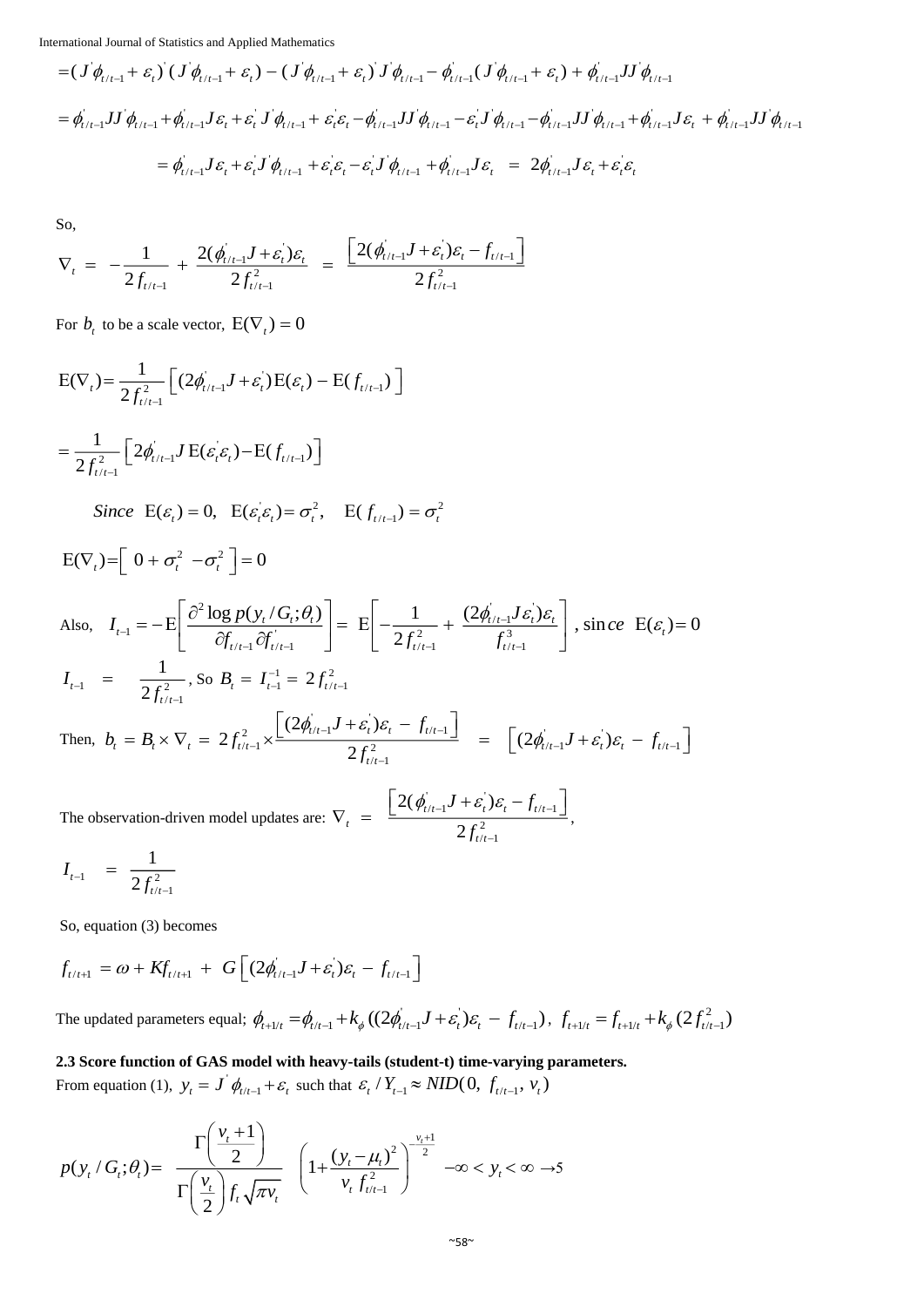$$=(J'\phi_{t/t-1}+\varepsilon_t)'(J'\phi_{t/t-1}+\varepsilon_t)-(J'\phi_{t/t-1}+\varepsilon_t)'J'\phi_{t/t-1}-\phi_{t/t-1}'(J'\phi_{t/t-1}+\varepsilon_t)+\phi_{t/t-1}'JJ'\phi_{t/t-1}$$

$$=\phi_{t/t-1}'JJ'\phi_{t/t-1}+\phi_{t/t-1}'J\varepsilon_t+\varepsilon_t'J'\phi_{t/t-1}+\varepsilon_t'\varepsilon_t-\phi_{t/t-1}'JJ'\phi_{t/t-1}-\varepsilon_t'J'\phi_{t/t-1}-\phi_{t/t-1}'JJ'\phi_{t/t-1}+\phi_{t/t-1}'J\varepsilon_t+\phi_{t/t-1}'JJ'\phi_{t/t-1}$$

$$=\phi_{t/t-1}'J\varepsilon_t+\varepsilon_t'J'\phi_{t/t-1}+\varepsilon_t'\varepsilon_t-\varepsilon_t'J'\phi_{t/t-1}+\phi_{t/t-1}'J\varepsilon_t \;=\; 2\phi_{t/t-1}'J\varepsilon_t+\varepsilon_t'\varepsilon_t$$

So,

$$\nabla_t = -\frac{1}{2f_{t/t-1}}+\frac{2(\phi_{t/t-1}'J+\varepsilon_t')\varepsilon_t}{2f_{t/t-1}^2} = \frac{\left[2(\phi_{t/t-1}'J+\varepsilon_t')\varepsilon_t-f_{t/t-1}\right]}{2f_{t/t-1}^2}$$

For $b_t$ to be a scale vector, $\mathrm{E}(\nabla_t)=0$

$$\mathrm{E}(\nabla_t)=\frac{1}{2f_{t/t-1}^2}\left[(2\phi_{t/t-1}'J+\varepsilon_t')\mathrm{E}(\varepsilon_t)-\mathrm{E}(f_{t/t-1})\right]$$

$$=\frac{1}{2f_{t/t-1}^2}\left[2\phi_{t/t-1}'J\,\mathrm{E}(\varepsilon_t'\varepsilon_t)-\mathrm{E}(f_{t/t-1})\right]$$

*Since* $\mathrm{E}(\varepsilon_t)=0,\quad \mathrm{E}(\varepsilon_t'\varepsilon_t)=\sigma_t^2,\quad \mathrm{E}(f_{t/t-1})=\sigma_t^2$

$$\mathrm{E}(\nabla_t)=\left[\,0+\sigma_t^2-\sigma_t^2\,\right]=0$$

Also, $I_{t-1}=-\mathrm{E}\left[\dfrac{\partial^2\log p(y_t/G_t;\theta_t)}{\partial f_{t/t-1}\partial f_{t/t-1}'}\right]=\mathrm{E}\left[-\dfrac{1}{2f_{t/t-1}^2}+\dfrac{(2\phi_{t/t-1}'J\varepsilon_t')\varepsilon_t}{f_{t/t-1}^3}\right]$, since $\mathrm{E}(\varepsilon_t)=0$

$I_{t-1} = \dfrac{1}{2f_{t/t-1}^2}$, So $B_t=I_{t-1}^{-1}=2f_{t/t-1}^2$

Then, $b_t=B_t\times\nabla_t=2f_{t/t-1}^2\times\dfrac{\left[(2\phi_{t/t-1}'J+\varepsilon_t')\varepsilon_t-f_{t/t-1}\right]}{2f_{t/t-1}^2} = \left[(2\phi_{t/t-1}'J+\varepsilon_t')\varepsilon_t-f_{t/t-1}\right]$

The observation-driven model updates are: $\nabla_t = \dfrac{\left[2(\phi_{t/t-1}'J+\varepsilon_t')\varepsilon_t-f_{t/t-1}\right]}{2f_{t/t-1}^2}$,

$I_{t-1} = \dfrac{1}{2f_{t/t-1}^2}$

So, equation (3) becomes

$$f_{t/t+1}=\omega+Kf_{t/t+1}+G\left[(2\phi_{t/t-1}'J+\varepsilon_t')\varepsilon_t-f_{t/t-1}\right]$$

The updated parameters equal; $\phi_{t+1/t}=\phi_{t/t-1}+k_\phi\left((2\phi_{t/t-1}'J+\varepsilon_t')\varepsilon_t-f_{t/t-1}\right)$, $f_{t+1/t}=f_{t+1/t}+k_\phi\left(2f_{t/t-1}^2\right)$

**2.3 Score function of GAS model with heavy-tails (student-t) time-varying parameters.**

From equation (1), $y_t=J'\phi_{t/t-1}+\varepsilon_t$ such that $\varepsilon_t/Y_{t-1}\approx NID(0,\ f_{t/t-1},\ v_t)$

$$p(y_t/G_t;\theta_t)=\frac{\Gamma\left(\frac{v_t+1}{2}\right)}{\Gamma\left(\frac{v_t}{2}\right)f_t\sqrt{\pi v_t}}\left(1+\frac{(y_t-\mu_t)^2}{v_t\,f_{t/t-1}^2}\right)^{-\frac{v_t+1}{2}}\quad -\infty<y_t<\infty \rightarrow 5$$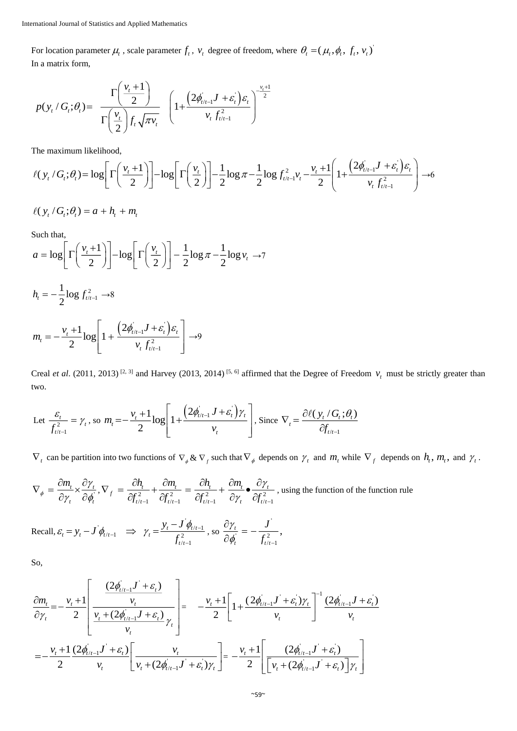For location parameter $\mu_t$, scale parameter $f_t$, $v_t$ degree of freedom, where $\theta_t = (\mu_t, \phi_t, f_t, v_t)'$

In a matrix form,

$$p(y_t / G_t; \theta_t) = \frac{\Gamma\left(\frac{v_t + 1}{2}\right)}{\Gamma\left(\frac{v_t}{2}\right) f_t \sqrt{\pi v_t}} \left(1 + \frac{\left(2\phi'_{t/t-1} J + \varepsilon'_t\right)\varepsilon_t}{v_t \, f^2_{t/t-1}}\right)^{-\frac{v_t+1}{2}}$$

The maximum likelihood,

$$\ell(y_t / G_t; \theta_t) = \log\left[\Gamma\left(\frac{v_t + 1}{2}\right)\right] - \log\left[\Gamma\left(\frac{v_t}{2}\right)\right] - \frac{1}{2}\log\pi - \frac{1}{2}\log f^2_{t/t-1} v_t - \frac{v_t + 1}{2}\left(1 + \frac{\left(2\phi'_{t/t-1} J + \varepsilon'_t\right)\varepsilon_t}{v_t \, f^2_{t/t-1}}\right) \rightarrow 6$$

$$\ell(y_t / G_t; \theta_t) = a + h_t + m_t$$

Such that,

$$a = \log\left[\Gamma\left(\frac{v_t + 1}{2}\right)\right] - \log\left[\Gamma\left(\frac{v_t}{2}\right)\right] - \frac{1}{2}\log\pi - \frac{1}{2}\log v_t \rightarrow 7$$

$$h_t = -\frac{1}{2}\log f^2_{t/t-1} \rightarrow 8$$

$$m_t = -\frac{v_t + 1}{2}\log\left[1 + \frac{\left(2\phi'_{t/t-1} J + \varepsilon'_t\right)\varepsilon_t}{v_t \, f^2_{t/t-1}}\right] \rightarrow 9$$

Creal *et al*. (2011, 2013) [2, 3] and Harvey (2013, 2014) [5, 6] affirmed that the Degree of Freedom $v_t$ must be strictly greater than two.

Let $\frac{\varepsilon_t}{f^2_{t/t-1}} = \gamma_t$, so $m_t = -\frac{v_t + 1}{2}\log\left[1 + \frac{\left(2\phi'_{t/t-1} J + \varepsilon'_t\right)\gamma_t}{v_t}\right]$, Since $\nabla_t = \frac{\partial \ell(y_t / G_t; \theta_t)}{\partial f_{t/t-1}}$

$\nabla_t$ can be partition into two functions of $\nabla_\phi$ & $\nabla_f$ such that $\nabla_\phi$ depends on $\gamma_t$ and $m_t$ while $\nabla_f$ depends on $h_t$, $m_t$, and $\gamma_t$.

$$\nabla_\phi = \frac{\partial m_t}{\partial \gamma_t} \times \frac{\partial \gamma_t}{\partial \phi'_t}, \nabla_f = \frac{\partial h_t}{\partial f^2_{t/t-1}} + \frac{\partial m_t}{\partial f^2_{t/t-1}} = \frac{\partial h_t}{\partial f^2_{t/t-1}} + \frac{\partial m_t}{\partial \gamma_t} \bullet \frac{\partial \gamma_t}{\partial f^2_{t/t-1}}$$ , using the function of the function rule

Recall, $\varepsilon_t = y_t - J'\phi_{t/t-1} \quad \Rightarrow \quad \gamma_t = \frac{y_t - J'\phi_{t/t-1}}{f^2_{t/t-1}}$, so $\frac{\partial \gamma_t}{\partial \phi'_t} = -\frac{J'}{f^2_{t/t-1}}$,

So,

$$\frac{\partial m_t}{\partial \gamma_t} = -\frac{v_t + 1}{2}\left[\frac{\frac{(2\phi'_{t/t-1} J' + \varepsilon_t)}{v_t}}{\frac{v_t + (2\phi'_{t/t-1} J + \varepsilon_t)}{v_t}\gamma_t}\right] = -\frac{v_t + 1}{2}\left[1 + \frac{(2\phi'_{t/t-1} J' + \varepsilon'_t)\gamma_t}{v_t}\right]^{-1} \frac{(2\phi'_{t/t-1} J + \varepsilon'_t)}{v_t}$$

$$= -\frac{v_t + 1}{2}\frac{(2\phi'_{t/t-1} J' + \varepsilon_t)}{v_t}\left[\frac{v_t}{v_t + (2\phi'_{t/t-1} J' + \varepsilon'_t)\gamma_t}\right] = -\frac{v_t + 1}{2}\left[\frac{(2\phi'_{t/t-1} J' + \varepsilon'_t)}{\left[v_t + (2\phi'_{t/t-1} J' + \varepsilon_t)\right]\gamma_t}\right]$$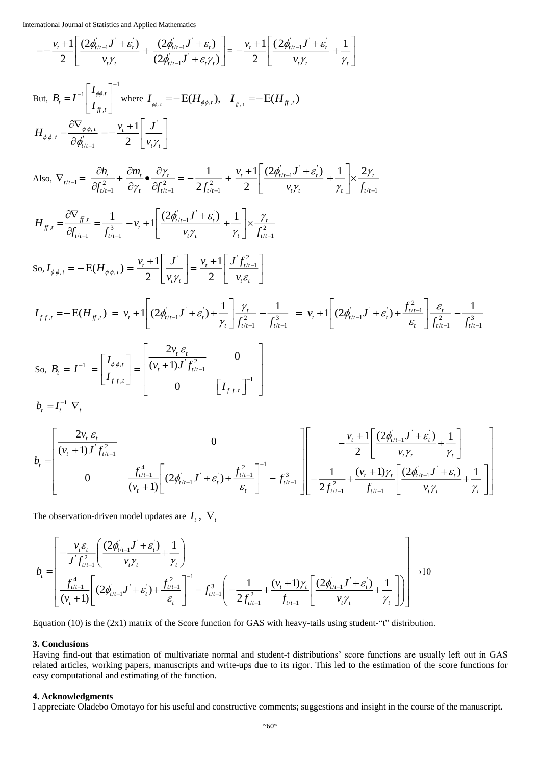$$
= -\frac{v_t+1}{2}\left[\frac{(2\phi'_{t/t-1}J' + \varepsilon'_t)}{v_t\gamma_t} + \frac{(2\phi'_{t/t-1}J' + \varepsilon_t)}{(2\phi'_{t/t-1}J' + \varepsilon_t\gamma_t)}\right] = -\frac{v_t+1}{2}\left[\frac{(2\phi'_{t/t-1}J' + \varepsilon'_t}{v_t\gamma_t} + \frac{1}{\gamma_t}\right]
$$

But, $B_t = I^{-1}\begin{bmatrix} I_{\phi\phi,t} \\ I_{ff,t} \end{bmatrix}^{-1}$ where $I_{\phi\phi,t} = -\text{E}(H_{\phi\phi,t}),\quad I_{ff,t} = -\text{E}(H_{ff,t})$

$$
H_{\phi\phi,t} = \frac{\partial \nabla_{\phi\phi,t}}{\partial \phi'_{t/t-1}} = -\frac{v_t+1}{2}\left[\frac{J'}{v_t\gamma_t}\right]
$$

Also, $\nabla_{t/t-1} = \dfrac{\partial h_t}{\partial f^2_{t/t-1}} + \dfrac{\partial m_t}{\partial \gamma_t} \bullet \dfrac{\partial \gamma_t}{\partial f^2_{t/t-1}} = -\dfrac{1}{2f^2_{t/t-1}} + \dfrac{v_t+1}{2}\left[\dfrac{(2\phi'_{t/t-1}J' + \varepsilon'_t)}{v_t\gamma_t} + \dfrac{1}{\gamma_t}\right] \times \dfrac{2\gamma_t}{f_{t/t-1}}$

$$
H_{ff,t} = \frac{\partial \nabla_{ff,t}}{\partial f_{t/t-1}} = \frac{1}{f^3_{t/t-1}} - v_t + 1\left[\frac{(2\phi'_{t/t-1}J' + \varepsilon'_t)}{v_t\gamma_t} + \frac{1}{\gamma_t}\right] \times \frac{\gamma_t}{f^2_{t/t-1}}
$$

So, $I_{\phi\phi,t} = -\text{E}(H_{\phi\phi,t}) = \dfrac{v_t+1}{2}\left[\dfrac{J'}{v_t\gamma_t}\right] = \dfrac{v_t+1}{2}\left[\dfrac{J' f^2_{t/t-1}}{v_t\varepsilon_t}\right]$

$$
I_{ff,t} = -\text{E}(H_{ff,t}) = v_t + 1\left[(2\phi'_{t/t-1}J' + \varepsilon'_t) + \frac{1}{\gamma_t}\right]\frac{\gamma_t}{f^2_{t/t-1}} - \frac{1}{f^3_{t/t-1}} = v_t + 1\left[(2\phi'_{t/t-1}J' + \varepsilon'_t) + \frac{f^2_{t/t-1}}{\varepsilon_t}\right]\frac{\varepsilon_t}{f^2_{t/t-1}} - \frac{1}{f^3_{t/t-1}}
$$

So, $B_t = I^{-1} = \begin{bmatrix} I_{\phi\phi,t} \\ I_{ff,t} \end{bmatrix} = \begin{bmatrix} \dfrac{2v_t\varepsilon_t}{(v_t+1)J' f^2_{t/t-1}} & 0 \\ 0 & \left[I_{ff,t}\right]^{-1} \end{bmatrix}$

$b_t = I_t^{-1}\nabla_t$

$$
b_t = \begin{bmatrix} \dfrac{2v_t\varepsilon_t}{(v_t+1)J' f^2_{t/t-1}} & 0 \\ 0 & \dfrac{f^4_{t/t-1}}{(v_t+1)}\left[(2\phi'_{t/t-1}J' + \varepsilon'_t) + \dfrac{f^2_{t/t-1}}{\varepsilon_t}\right]^{-1} - f^3_{t/t-1} \end{bmatrix} \begin{bmatrix} -\dfrac{v_t+1}{2}\left[\dfrac{(2\phi'_{t/t-1}J' + \varepsilon'_t)}{v_t\gamma_t} + \dfrac{1}{\gamma_t}\right] \\ -\dfrac{1}{2f^2_{t/t-1}} + \dfrac{(v_t+1)\gamma_t}{f_{t/t-1}}\left[\dfrac{(2\phi'_{t/t-1}J' + \varepsilon'_t)}{v_t\gamma_t} + \dfrac{1}{\gamma_t}\right] \end{bmatrix}
$$

The observation-driven model updates are $I_t$, $\nabla_t$

$$
b_t = \begin{bmatrix} -\dfrac{v_t\varepsilon_t}{J' f^2_{t/t-1}}\left(\dfrac{(2\phi'_{t/t-1}J' + \varepsilon'_t)}{v_t\gamma_t} + \dfrac{1}{\gamma_t}\right) \\ \dfrac{f^4_{t/t-1}}{(v_t+1)}\left[(2\phi'_{t/t-1}J' + \varepsilon'_t) + \dfrac{f^2_{t/t-1}}{\varepsilon_t}\right]^{-1} - f^3_{t/t-1}\left(-\dfrac{1}{2f^2_{t/t-1}} + \dfrac{(v_t+1)\gamma_t}{f_{t/t-1}}\left[\dfrac{(2\phi'_{t/t-1}J' + \varepsilon'_t)}{v_t\gamma_t} + \dfrac{1}{\gamma_t}\right]\right) \end{bmatrix} \rightarrow 10
$$

Equation (10) is the (2x1) matrix of the Score function for GAS with heavy-tails using student-"t" distribution.

### 3. Conclusions

Having find-out that estimation of multivariate normal and student-t distributions' score functions are usually left out in GAS related articles, working papers, manuscripts and write-ups due to its rigor. This led to the estimation of the score functions for easy computational and estimating of the function.

### 4. Acknowledgments

I appreciate Oladebo Omotayo for his useful and constructive comments; suggestions and insight in the course of the manuscript.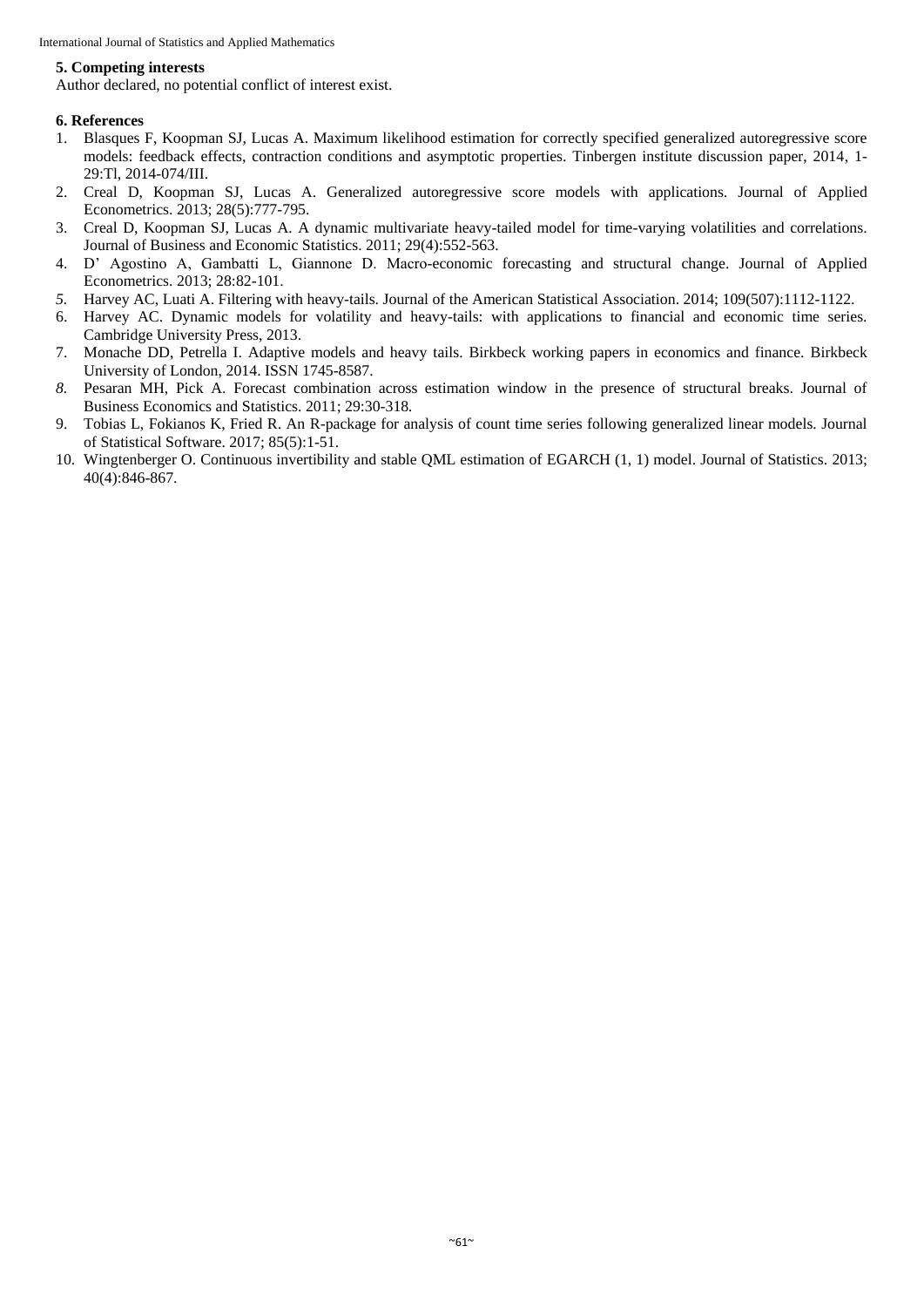### 5. Competing interests

Author declared, no potential conflict of interest exist.

### 6. References

1. Blasques F, Koopman SJ, Lucas A. Maximum likelihood estimation for correctly specified generalized autoregressive score models: feedback effects, contraction conditions and asymptotic properties. Tinbergen institute discussion paper, 2014, 1-29:Tl, 2014-074/III.
2. Creal D, Koopman SJ, Lucas A. Generalized autoregressive score models with applications. Journal of Applied Econometrics. 2013; 28(5):777-795.
3. Creal D, Koopman SJ, Lucas A. A dynamic multivariate heavy-tailed model for time-varying volatilities and correlations. Journal of Business and Economic Statistics. 2011; 29(4):552-563.
4. D' Agostino A, Gambatti L, Giannone D. Macro-economic forecasting and structural change. Journal of Applied Econometrics. 2013; 28:82-101.
5. Harvey AC, Luati A. Filtering with heavy-tails. Journal of the American Statistical Association. 2014; 109(507):1112-1122.
6. Harvey AC. Dynamic models for volatility and heavy-tails: with applications to financial and economic time series. Cambridge University Press, 2013.
7. Monache DD, Petrella I. Adaptive models and heavy tails. Birkbeck working papers in economics and finance. Birkbeck University of London, 2014. ISSN 1745-8587.
8. Pesaran MH, Pick A. Forecast combination across estimation window in the presence of structural breaks. Journal of Business Economics and Statistics. 2011; 29:30-318.
9. Tobias L, Fokianos K, Fried R. An R-package for analysis of count time series following generalized linear models. Journal of Statistical Software. 2017; 85(5):1-51.
10. Wingtenberger O. Continuous invertibility and stable QML estimation of EGARCH (1, 1) model. Journal of Statistics. 2013; 40(4):846-867.